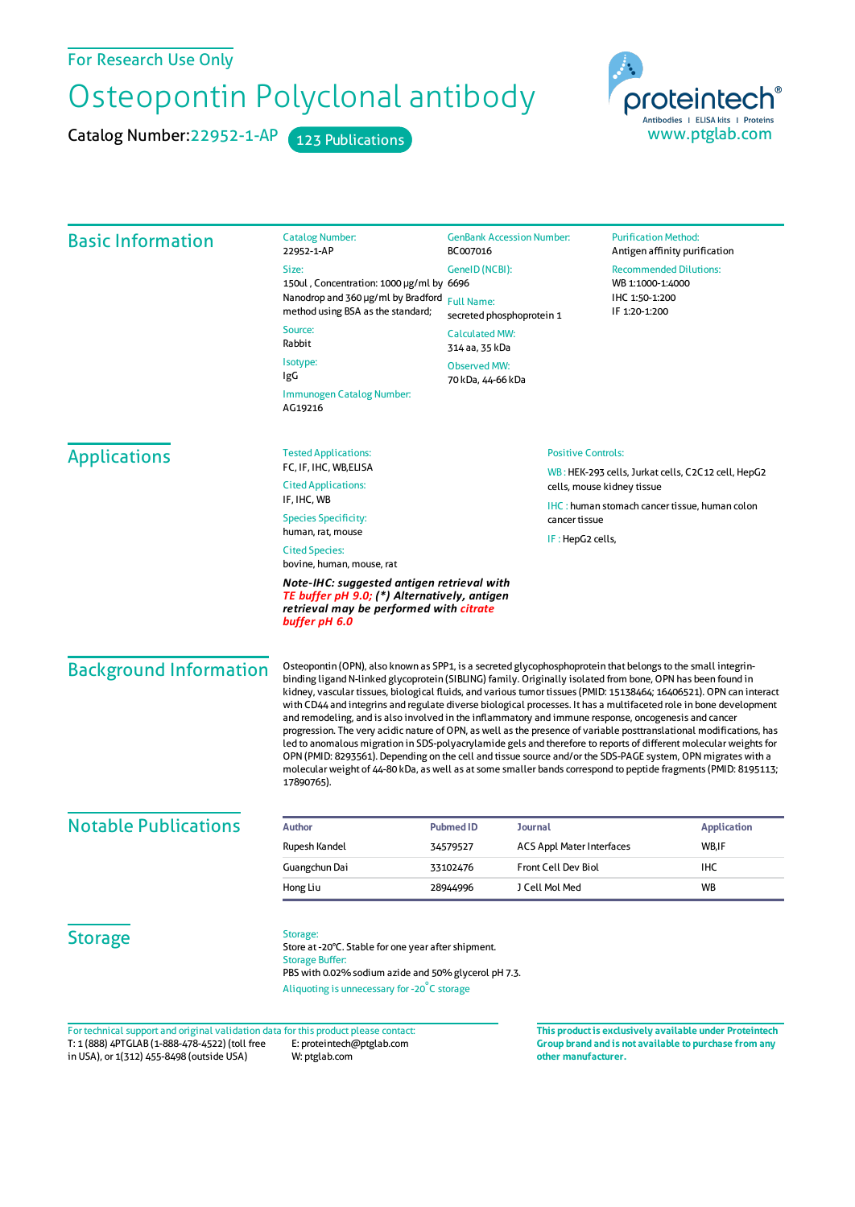For Research Use Only

# Osteopontin Polyclonal antibody

Catalog Number:22952-1-AP 123 Publications

proteintech®
Antibodies | ELISA kits | Proteins
www.ptglab.com

## Basic Information

Catalog Number:
22952-1-AP

Size:
150ul , Concentration: 1000 μg/ml by Nanodrop and 360 μg/ml by Bradford method using BSA as the standard;

Source:
Rabbit

Isotype:
IgG

Immunogen Catalog Number:
AG19216

GenBank Accession Number:
BC007016

GeneID (NCBI):
6696

Full Name:
secreted phosphoprotein 1

Calculated MW:
314 aa, 35 kDa

Observed MW:
70 kDa, 44-66 kDa

Purification Method:
Antigen affinity purification

Recommended Dilutions:
WB 1:1000-1:4000
IHC 1:50-1:200
IF 1:20-1:200

## Applications

Tested Applications:
FC, IF, IHC, WB,ELISA

Cited Applications:
IF, IHC, WB

Species Specificity:
human, rat, mouse

Cited Species:
bovine, human, mouse, rat

***Note-IHC: suggested antigen retrieval with TE buffer pH 9.0; (\*) Alternatively, antigen retrieval may be performed with citrate buffer pH 6.0***

Positive Controls:

WB : HEK-293 cells, Jurkat cells, C2C12 cell, HepG2 cells, mouse kidney tissue

IHC : human stomach cancer tissue, human colon cancer tissue

IF : HepG2 cells,

## Background Information

Osteopontin (OPN), also known as SPP1, is a secreted glycophosphoprotein that belongs to the small integrin-binding ligand N-linked glycoprotein (SIBLING) family. Originally isolated from bone, OPN has been found in kidney, vascular tissues, biological fluids, and various tumor tissues (PMID: 15138464; 16406521). OPN can interact with CD44 and integrins and regulate diverse biological processes. It has a multifaceted role in bone development and remodeling, and is also involved in the inflammatory and immune response, oncogenesis and cancer progression. The very acidic nature of OPN, as well as the presence of variable posttranslational modifications, has led to anomalous migration in SDS-polyacrylamide gels and therefore to reports of different molecular weights for OPN (PMID: 8293561). Depending on the cell and tissue source and/or the SDS-PAGE system, OPN migrates with a molecular weight of 44-80 kDa, as well as at some smaller bands correspond to peptide fragments (PMID: 8195113; 17890765).

## Notable Publications

| Author | Pubmed ID | Journal | Application |
|---|---|---|---|
| Rupesh Kandel | 34579527 | ACS Appl Mater Interfaces | WB,IF |
| Guangchun Dai | 33102476 | Front Cell Dev Biol | IHC |
| Hong Liu | 28944996 | J Cell Mol Med | WB |

## Storage

Storage:
Store at -20°C. Stable for one year after shipment.

Storage Buffer:
PBS with 0.02% sodium azide and 50% glycerol pH 7.3.

Aliquoting is unnecessary for -20°C storage

For technical support and original validation data for this product please contact:
T: 1 (888) 4PTGLAB (1-888-478-4522) (toll free in USA), or 1(312) 455-8498 (outside USA)
E: proteintech@ptglab.com
W: ptglab.com

**This product is exclusively available under Proteintech Group brand and is not available to purchase from any other manufacturer.**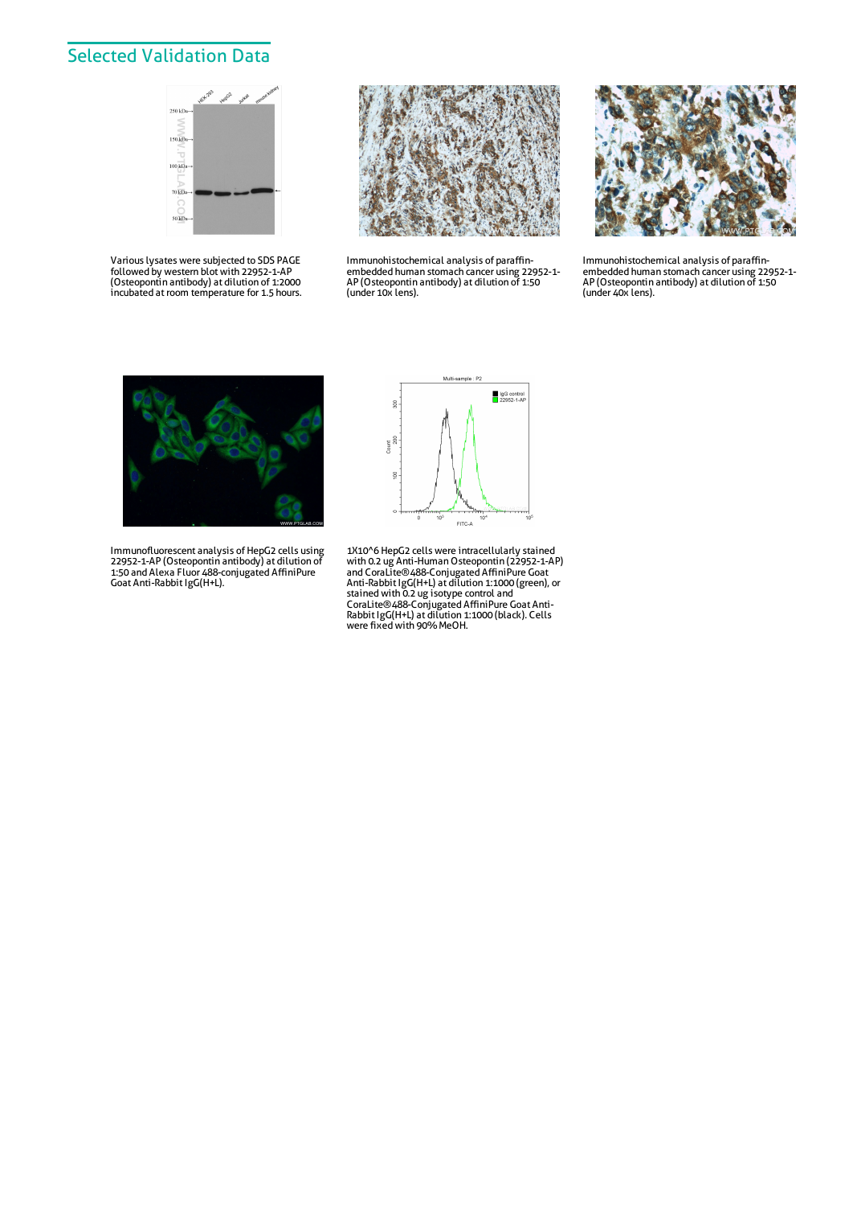## Selected Validation Data

Various lysates were subjected to SDS PAGE followed by western blot with 22952-1-AP (Osteopontin antibody) at dilution of 1:2000 incubated at room temperature for 1.5 hours.

Immunohistochemical analysis of paraffin-embedded human stomach cancer using 22952-1-AP (Osteopontin antibody) at dilution of 1:50 (under 10x lens).

Immunohistochemical analysis of paraffin-embedded human stomach cancer using 22952-1-AP (Osteopontin antibody) at dilution of 1:50 (under 40x lens).

Immunofluorescent analysis of HepG2 cells using 22952-1-AP (Osteopontin antibody) at dilution of 1:50 and Alexa Fluor 488-conjugated AffiniPure Goat Anti-Rabbit IgG(H+L).

1X10^6 HepG2 cells were intracellularly stained with 0.2 ug Anti-Human Osteopontin (22952-1-AP) and CoraLite®488-Conjugated AffiniPure Goat Anti-Rabbit IgG(H+L) at dilution 1:1000 (green), or stained with 0.2 ug isotype control and CoraLite®488-Conjugated AffiniPure Goat Anti-Rabbit IgG(H+L) at dilution 1:1000 (black). Cells were fixed with 90% MeOH.